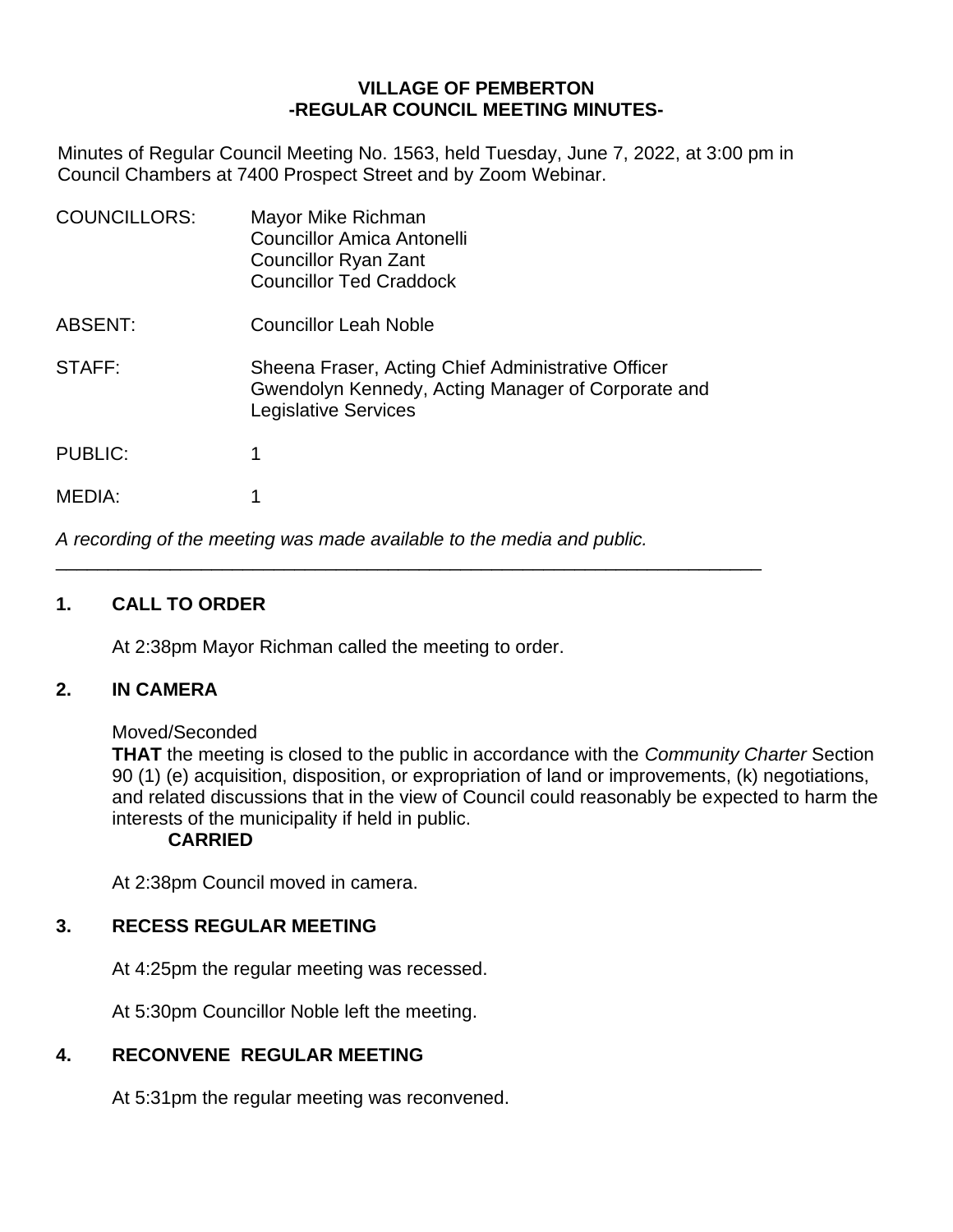**VILLAGE OF PEMBERTON**
**-REGULAR COUNCIL MEETING MINUTES-**

Minutes of Regular Council Meeting No. 1563, held Tuesday, June 7, 2022, at 3:00 pm in Council Chambers at 7400 Prospect Street and by Zoom Webinar.

| | |
|---|---|
| COUNCILLORS: | Mayor Mike Richman<br>Councillor Amica Antonelli<br>Councillor Ryan Zant<br>Councillor Ted Craddock |
| ABSENT: | Councillor Leah Noble |
| STAFF: | Sheena Fraser, Acting Chief Administrative Officer<br>Gwendolyn Kennedy, Acting Manager of Corporate and Legislative Services |
| PUBLIC: | 1 |
| MEDIA: | 1 |

*A recording of the meeting was made available to the media and public.*

---

## 1. CALL TO ORDER

At 2:38pm Mayor Richman called the meeting to order.

## 2. IN CAMERA

Moved/Seconded
**THAT** the meeting is closed to the public in accordance with the *Community Charter* Section 90 (1) (e) acquisition, disposition, or expropriation of land or improvements, (k) negotiations, and related discussions that in the view of Council could reasonably be expected to harm the interests of the municipality if held in public.
**CARRIED**

At 2:38pm Council moved in camera.

## 3. RECESS REGULAR MEETING

At 4:25pm the regular meeting was recessed.

At 5:30pm Councillor Noble left the meeting.

## 4. RECONVENE REGULAR MEETING

At 5:31pm the regular meeting was reconvened.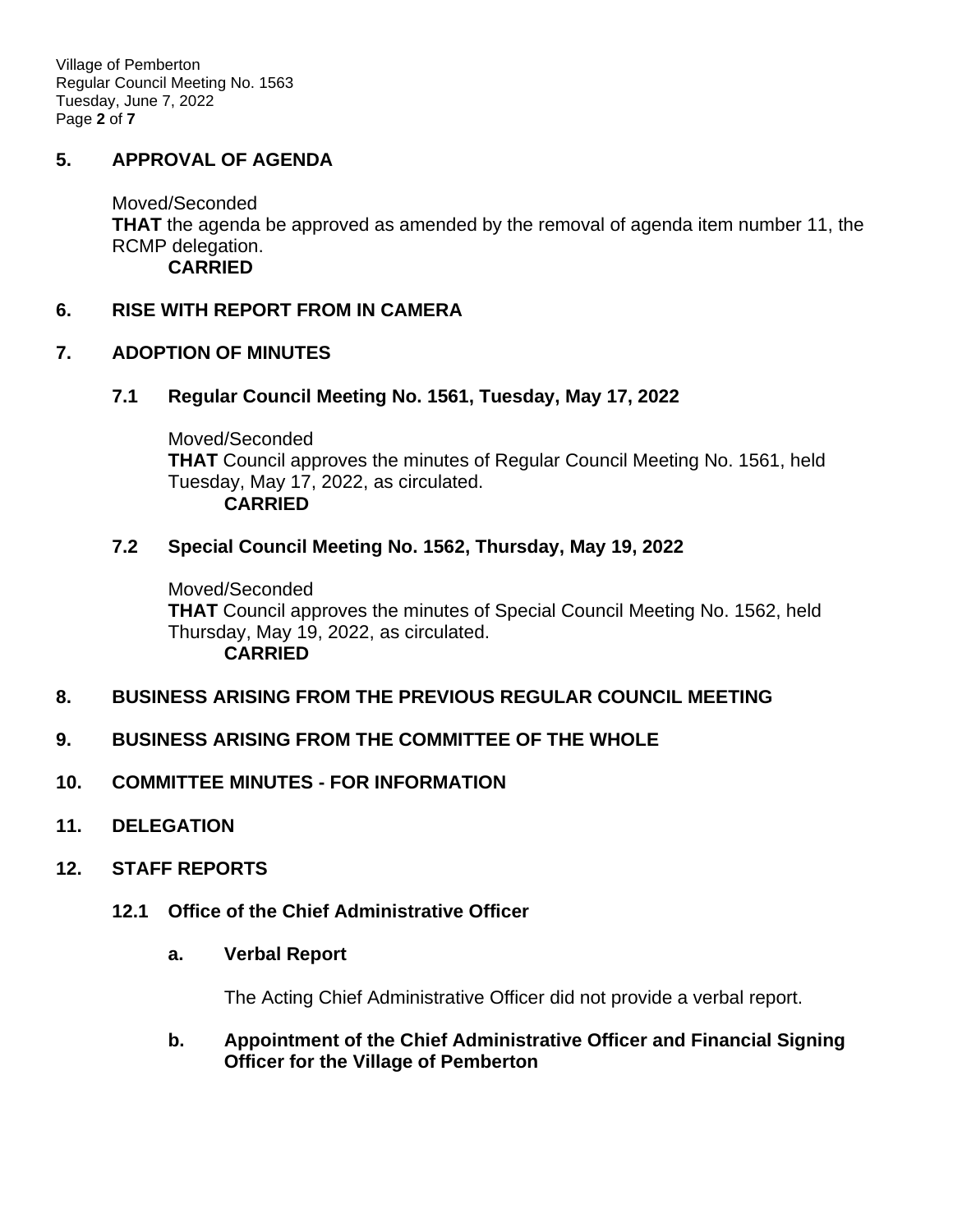## 5. APPROVAL OF AGENDA

Moved/Seconded
**THAT** the agenda be approved as amended by the removal of agenda item number 11, the RCMP delegation.
**CARRIED**

## 6. RISE WITH REPORT FROM IN CAMERA

## 7. ADOPTION OF MINUTES

### 7.1 Regular Council Meeting No. 1561, Tuesday, May 17, 2022

Moved/Seconded
**THAT** Council approves the minutes of Regular Council Meeting No. 1561, held Tuesday, May 17, 2022, as circulated.
**CARRIED**

### 7.2 Special Council Meeting No. 1562, Thursday, May 19, 2022

Moved/Seconded
**THAT** Council approves the minutes of Special Council Meeting No. 1562, held Thursday, May 19, 2022, as circulated.
**CARRIED**

## 8. BUSINESS ARISING FROM THE PREVIOUS REGULAR COUNCIL MEETING

## 9. BUSINESS ARISING FROM THE COMMITTEE OF THE WHOLE

## 10. COMMITTEE MINUTES - FOR INFORMATION

## 11. DELEGATION

## 12. STAFF REPORTS

### 12.1 Office of the Chief Administrative Officer

#### a. Verbal Report

The Acting Chief Administrative Officer did not provide a verbal report.

#### b. Appointment of the Chief Administrative Officer and Financial Signing Officer for the Village of Pemberton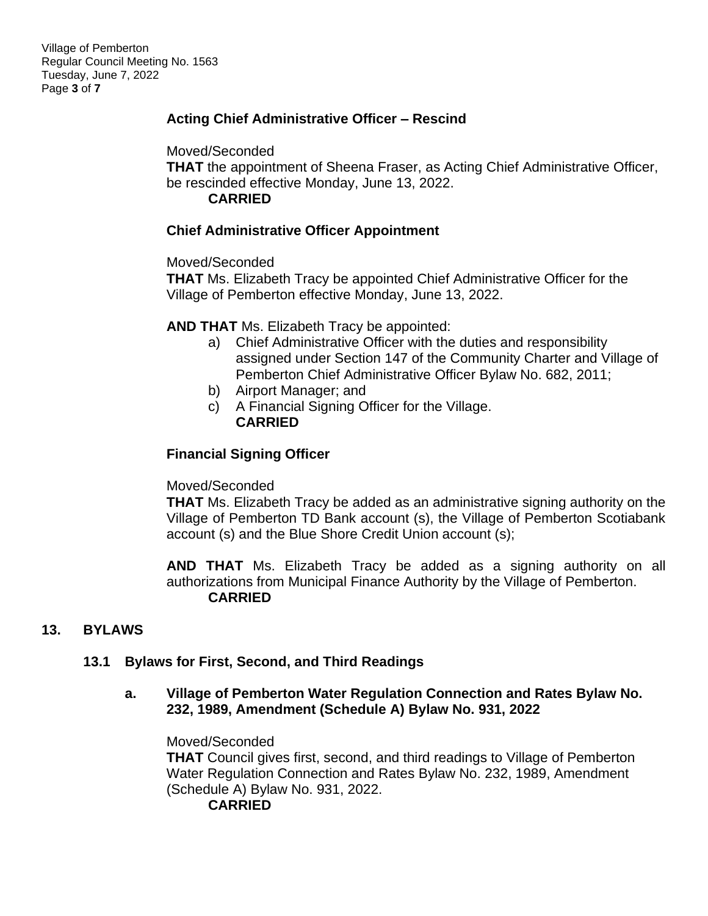**Acting Chief Administrative Officer – Rescind**

Moved/Seconded

**THAT** the appointment of Sheena Fraser, as Acting Chief Administrative Officer, be rescinded effective Monday, June 13, 2022.

**CARRIED**

**Chief Administrative Officer Appointment**

Moved/Seconded

**THAT** Ms. Elizabeth Tracy be appointed Chief Administrative Officer for the Village of Pemberton effective Monday, June 13, 2022.

**AND THAT** Ms. Elizabeth Tracy be appointed:

a) Chief Administrative Officer with the duties and responsibility assigned under Section 147 of the Community Charter and Village of Pemberton Chief Administrative Officer Bylaw No. 682, 2011;
b) Airport Manager; and
c) A Financial Signing Officer for the Village.

**CARRIED**

**Financial Signing Officer**

Moved/Seconded

**THAT** Ms. Elizabeth Tracy be added as an administrative signing authority on the Village of Pemberton TD Bank account (s), the Village of Pemberton Scotiabank account (s) and the Blue Shore Credit Union account (s);

**AND THAT** Ms. Elizabeth Tracy be added as a signing authority on all authorizations from Municipal Finance Authority by the Village of Pemberton.

**CARRIED**

## 13. BYLAWS

### 13.1 Bylaws for First, Second, and Third Readings

#### a. Village of Pemberton Water Regulation Connection and Rates Bylaw No. 232, 1989, Amendment (Schedule A) Bylaw No. 931, 2022

Moved/Seconded

**THAT** Council gives first, second, and third readings to Village of Pemberton Water Regulation Connection and Rates Bylaw No. 232, 1989, Amendment (Schedule A) Bylaw No. 931, 2022.

**CARRIED**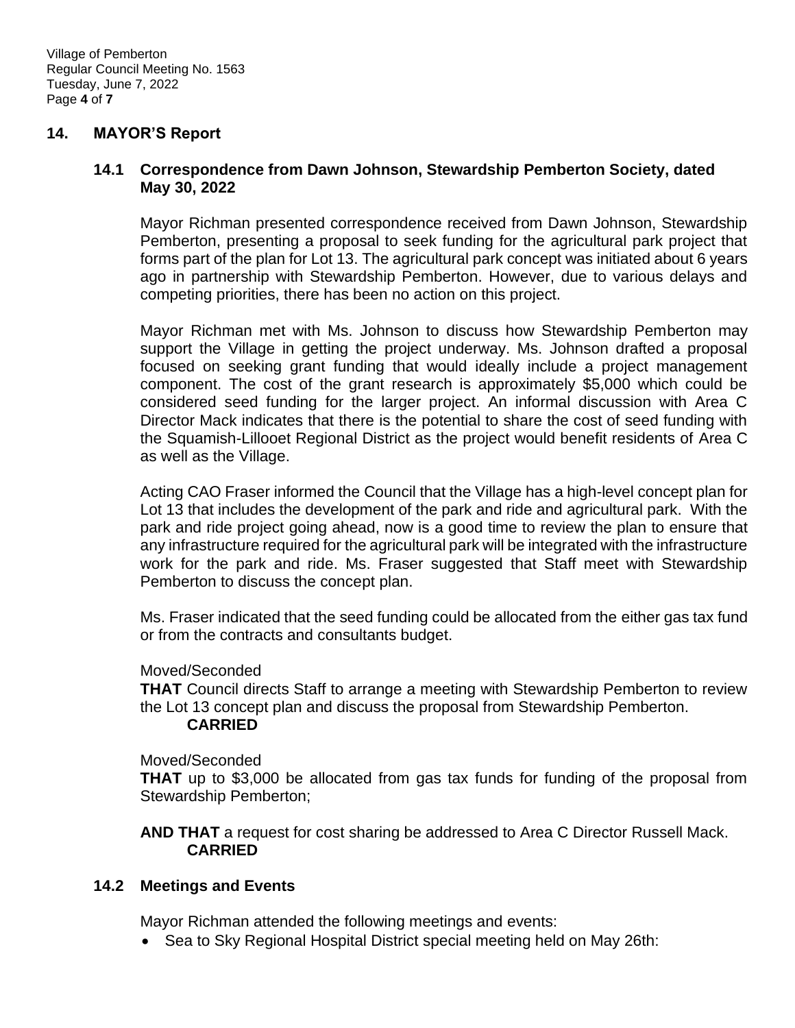## 14. MAYOR'S Report

### 14.1 Correspondence from Dawn Johnson, Stewardship Pemberton Society, dated May 30, 2022

Mayor Richman presented correspondence received from Dawn Johnson, Stewardship Pemberton, presenting a proposal to seek funding for the agricultural park project that forms part of the plan for Lot 13. The agricultural park concept was initiated about 6 years ago in partnership with Stewardship Pemberton. However, due to various delays and competing priorities, there has been no action on this project.

Mayor Richman met with Ms. Johnson to discuss how Stewardship Pemberton may support the Village in getting the project underway. Ms. Johnson drafted a proposal focused on seeking grant funding that would ideally include a project management component. The cost of the grant research is approximately $5,000 which could be considered seed funding for the larger project. An informal discussion with Area C Director Mack indicates that there is the potential to share the cost of seed funding with the Squamish-Lillooet Regional District as the project would benefit residents of Area C as well as the Village.

Acting CAO Fraser informed the Council that the Village has a high-level concept plan for Lot 13 that includes the development of the park and ride and agricultural park. With the park and ride project going ahead, now is a good time to review the plan to ensure that any infrastructure required for the agricultural park will be integrated with the infrastructure work for the park and ride. Ms. Fraser suggested that Staff meet with Stewardship Pemberton to discuss the concept plan.

Ms. Fraser indicated that the seed funding could be allocated from the either gas tax fund or from the contracts and consultants budget.

Moved/Seconded
**THAT** Council directs Staff to arrange a meeting with Stewardship Pemberton to review the Lot 13 concept plan and discuss the proposal from Stewardship Pemberton.
**CARRIED**

Moved/Seconded
**THAT** up to $3,000 be allocated from gas tax funds for funding of the proposal from Stewardship Pemberton;

**AND THAT** a request for cost sharing be addressed to Area C Director Russell Mack.
**CARRIED**

### 14.2 Meetings and Events

Mayor Richman attended the following meetings and events:

- Sea to Sky Regional Hospital District special meeting held on May 26th: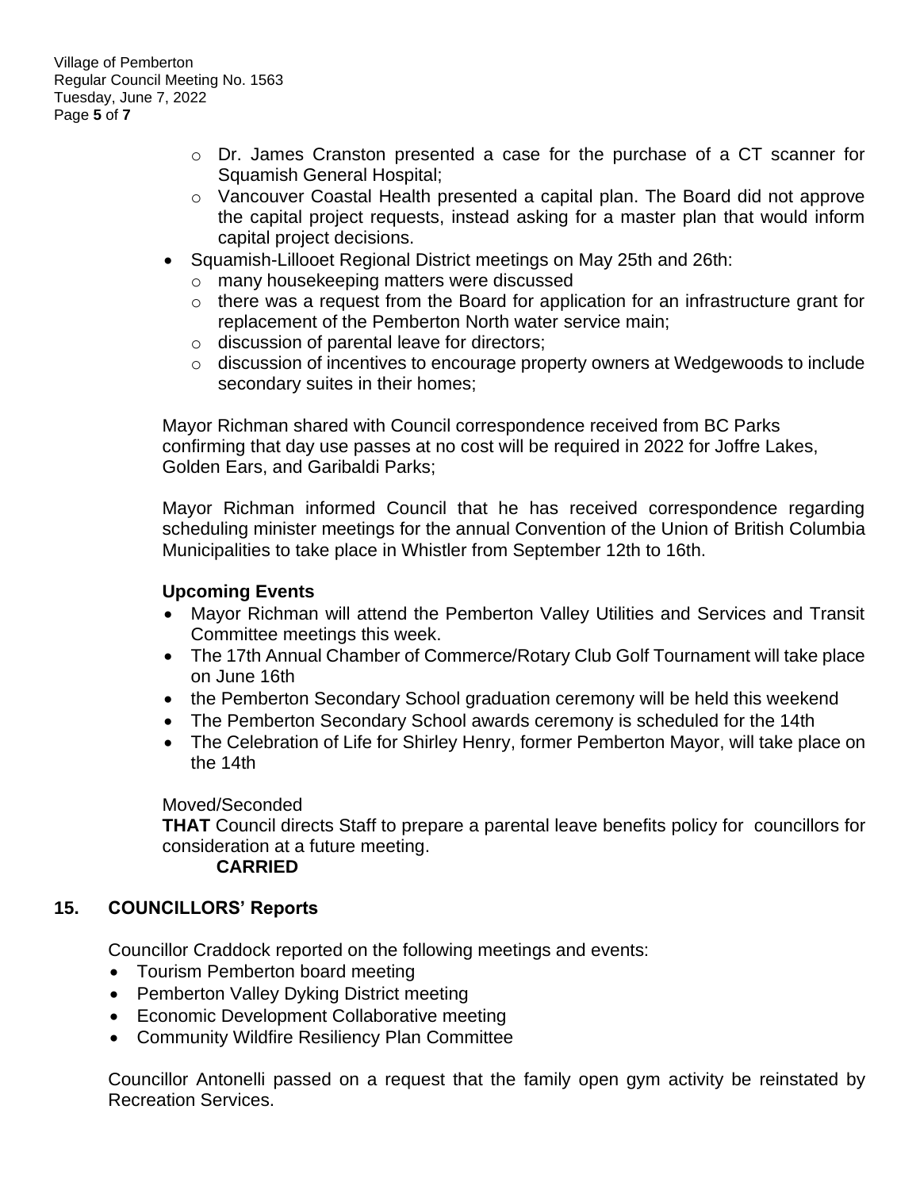- Dr. James Cranston presented a case for the purchase of a CT scanner for Squamish General Hospital;
- Vancouver Coastal Health presented a capital plan. The Board did not approve the capital project requests, instead asking for a master plan that would inform capital project decisions.

- Squamish-Lillooet Regional District meetings on May 25th and 26th:
  - many housekeeping matters were discussed
  - there was a request from the Board for application for an infrastructure grant for replacement of the Pemberton North water service main;
  - discussion of parental leave for directors;
  - discussion of incentives to encourage property owners at Wedgewoods to include secondary suites in their homes;

Mayor Richman shared with Council correspondence received from BC Parks confirming that day use passes at no cost will be required in 2022 for Joffre Lakes, Golden Ears, and Garibaldi Parks;

Mayor Richman informed Council that he has received correspondence regarding scheduling minister meetings for the annual Convention of the Union of British Columbia Municipalities to take place in Whistler from September 12th to 16th.

**Upcoming Events**

- Mayor Richman will attend the Pemberton Valley Utilities and Services and Transit Committee meetings this week.
- The 17th Annual Chamber of Commerce/Rotary Club Golf Tournament will take place on June 16th
- the Pemberton Secondary School graduation ceremony will be held this weekend
- The Pemberton Secondary School awards ceremony is scheduled for the 14th
- The Celebration of Life for Shirley Henry, former Pemberton Mayor, will take place on the 14th

Moved/Seconded

**THAT** Council directs Staff to prepare a parental leave benefits policy for councillors for consideration at a future meeting.

**CARRIED**

## 15. COUNCILLORS' Reports

Councillor Craddock reported on the following meetings and events:

- Tourism Pemberton board meeting
- Pemberton Valley Dyking District meeting
- Economic Development Collaborative meeting
- Community Wildfire Resiliency Plan Committee

Councillor Antonelli passed on a request that the family open gym activity be reinstated by Recreation Services.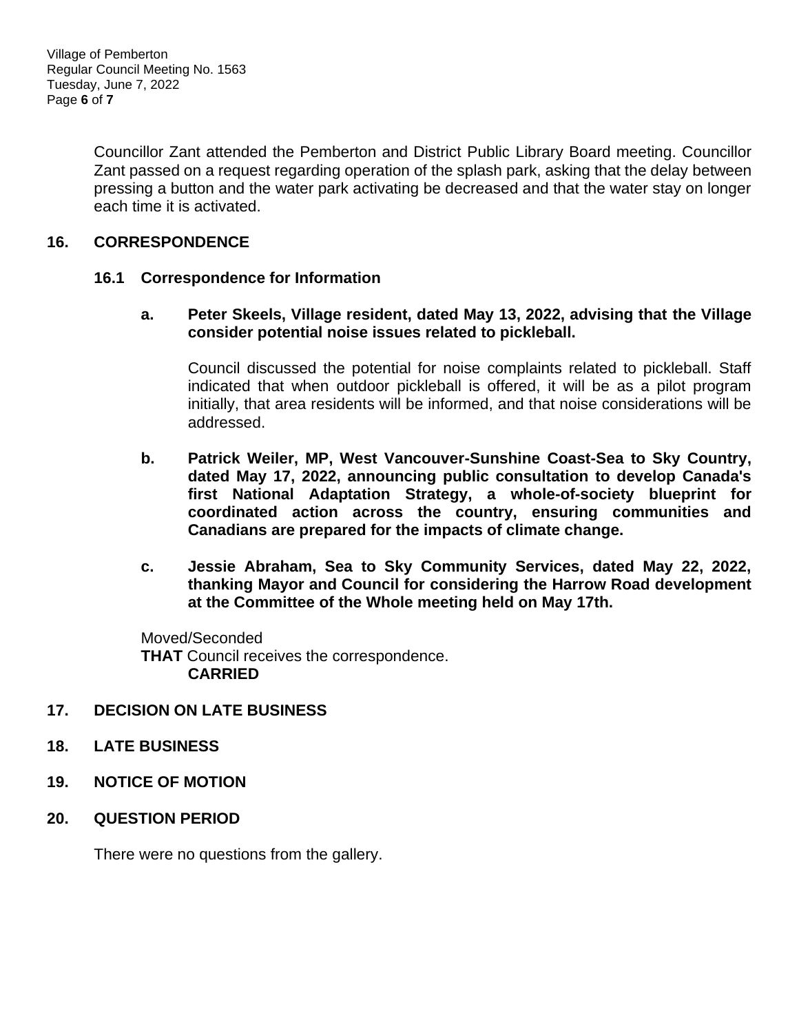Councillor Zant attended the Pemberton and District Public Library Board meeting. Councillor Zant passed on a request regarding operation of the splash park, asking that the delay between pressing a button and the water park activating be decreased and that the water stay on longer each time it is activated.

## 16. CORRESPONDENCE

### 16.1 Correspondence for Information

**a. Peter Skeels, Village resident, dated May 13, 2022, advising that the Village consider potential noise issues related to pickleball.**

Council discussed the potential for noise complaints related to pickleball. Staff indicated that when outdoor pickleball is offered, it will be as a pilot program initially, that area residents will be informed, and that noise considerations will be addressed.

**b. Patrick Weiler, MP, West Vancouver-Sunshine Coast-Sea to Sky Country, dated May 17, 2022, announcing public consultation to develop Canada's first National Adaptation Strategy, a whole-of-society blueprint for coordinated action across the country, ensuring communities and Canadians are prepared for the impacts of climate change.**

**c. Jessie Abraham, Sea to Sky Community Services, dated May 22, 2022, thanking Mayor and Council for considering the Harrow Road development at the Committee of the Whole meeting held on May 17th.**

Moved/Seconded
**THAT** Council receives the correspondence.
**CARRIED**

## 17. DECISION ON LATE BUSINESS

## 18. LATE BUSINESS

## 19. NOTICE OF MOTION

## 20. QUESTION PERIOD

There were no questions from the gallery.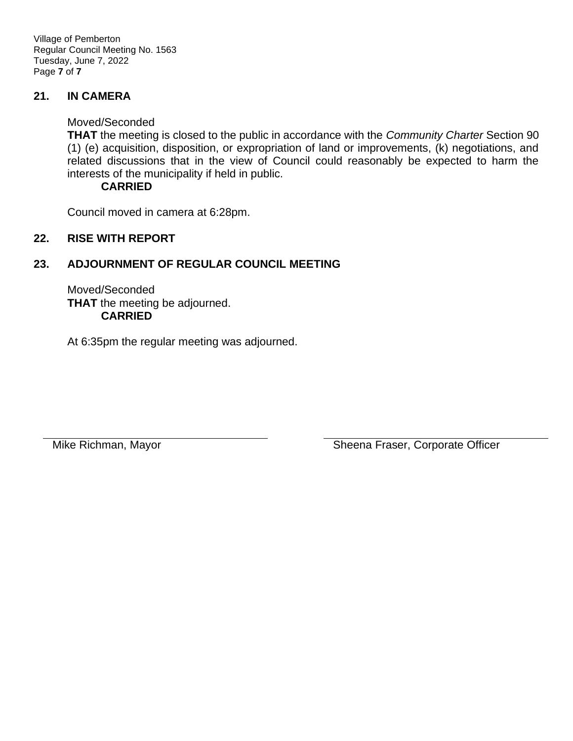## 21. IN CAMERA

Moved/Seconded

**THAT** the meeting is closed to the public in accordance with the *Community Charter* Section 90 (1) (e) acquisition, disposition, or expropriation of land or improvements, (k) negotiations, and related discussions that in the view of Council could reasonably be expected to harm the interests of the municipality if held in public.

**CARRIED**

Council moved in camera at 6:28pm.

## 22. RISE WITH REPORT

## 23. ADJOURNMENT OF REGULAR COUNCIL MEETING

Moved/Seconded

**THAT** the meeting be adjourned.

**CARRIED**

At 6:35pm the regular meeting was adjourned.

Mike Richman, Mayor

Sheena Fraser, Corporate Officer